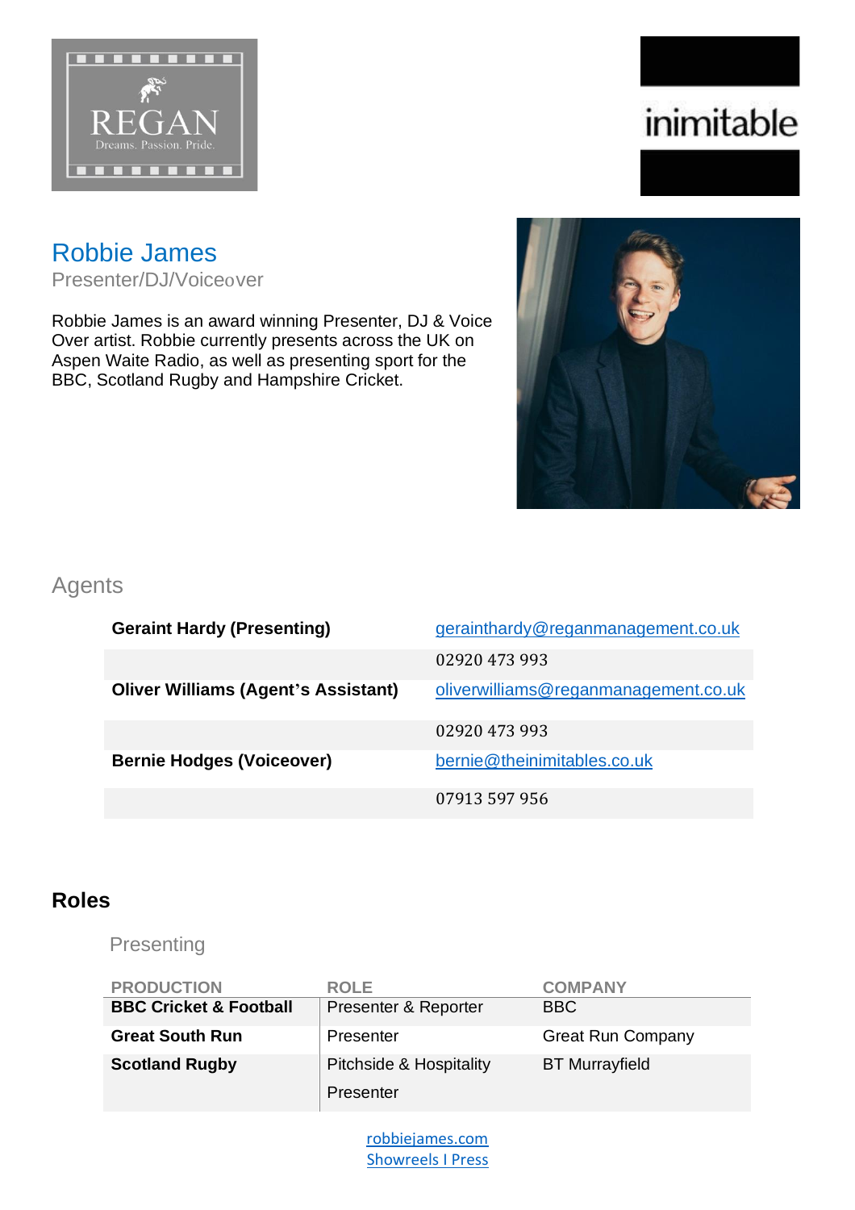REGAN
Dreams. Passion. Pride.

inimitable

# Robbie James

Presenter/DJ/Voiceover

Robbie James is an award winning Presenter, DJ & Voice Over artist. Robbie currently presents across the UK on Aspen Waite Radio, as well as presenting sport for the BBC, Scotland Rugby and Hampshire Cricket.

## Agents

| | |
|---|---|
| **Geraint Hardy (Presenting)** | geraintha rdy@reganmanagement.co.uk |
| | 02920 473 993 |
| **Oliver Williams (Agent's Assistant)** | oliverwilliams@reganmanagement.co.uk |
| | 02920 473 993 |
| **Bernie Hodges (Voiceover)** | bernie@theinimitables.co.uk |
| | 07913 597 956 |

## Roles

### Presenting

| PRODUCTION | ROLE | COMPANY |
|---|---|---|
| **BBC Cricket & Football** | Presenter & Reporter | BBC |
| **Great South Run** | Presenter | Great Run Company |
| **Scotland Rugby** | Pitchside & Hospitality Presenter | BT Murrayfield |

robbiejames.com
Showreels I Press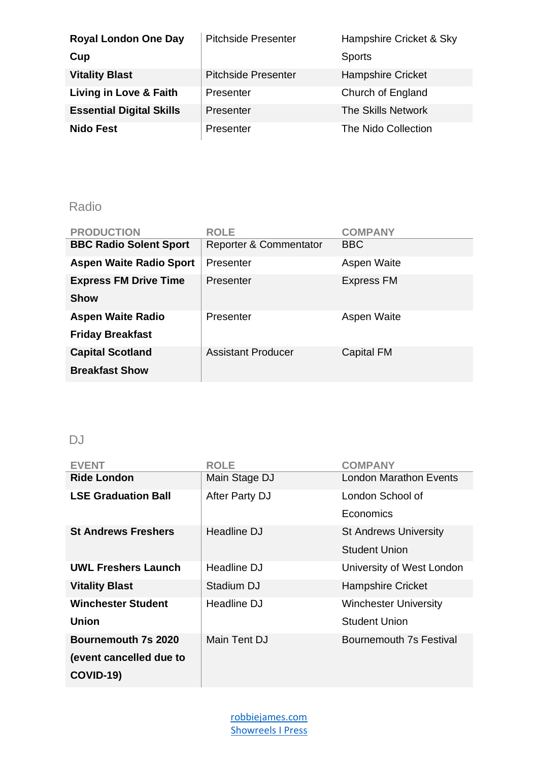| | | |
|---|---|---|
| **Royal London One Day Cup** | Pitchside Presenter | Hampshire Cricket & Sky Sports |
| **Vitality Blast** | Pitchside Presenter | Hampshire Cricket |
| **Living in Love & Faith** | Presenter | Church of England |
| **Essential Digital Skills** | Presenter | The Skills Network |
| **Nido Fest** | Presenter | The Nido Collection |

## Radio

| PRODUCTION | ROLE | COMPANY |
|---|---|---|
| **BBC Radio Solent Sport** | Reporter & Commentator | BBC |
| **Aspen Waite Radio Sport** | Presenter | Aspen Waite |
| **Express FM Drive Time Show** | Presenter | Express FM |
| **Aspen Waite Radio Friday Breakfast** | Presenter | Aspen Waite |
| **Capital Scotland Breakfast Show** | Assistant Producer | Capital FM |

## DJ

| EVENT | ROLE | COMPANY |
|---|---|---|
| **Ride London** | Main Stage DJ | London Marathon Events |
| **LSE Graduation Ball** | After Party DJ | London School of Economics |
| **St Andrews Freshers** | Headline DJ | St Andrews University Student Union |
| **UWL Freshers Launch** | Headline DJ | University of West London |
| **Vitality Blast** | Stadium DJ | Hampshire Cricket |
| **Winchester Student Union** | Headline DJ | Winchester University Student Union |
| **Bournemouth 7s 2020 (event cancelled due to COVID-19)** | Main Tent DJ | Bournemouth 7s Festival |

robbiejames.com
Showreels I Press